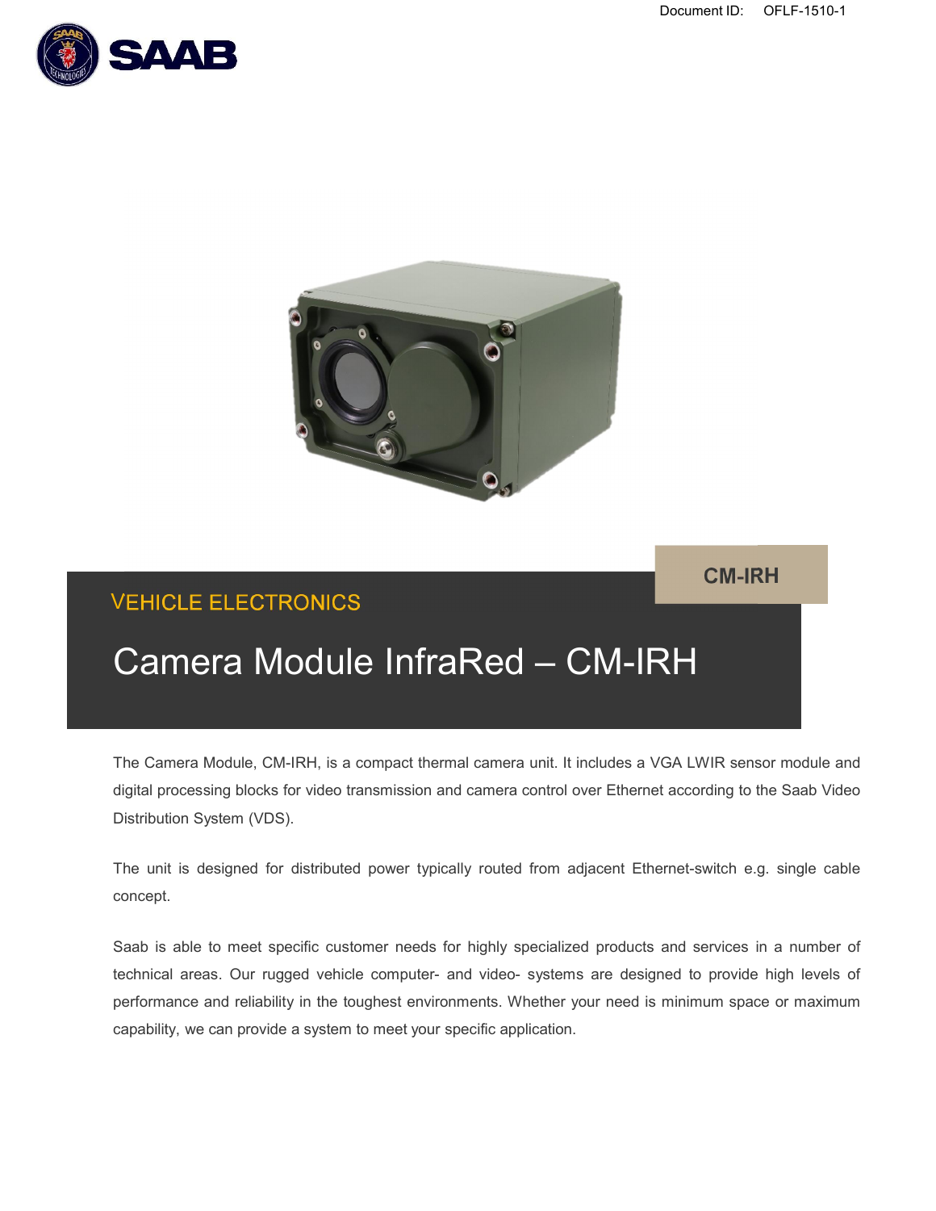Document ID: OFLF-1510-1

CM-IRH

VEHICLE ELECTRONICS

# Camera Module InfraRed – CM-IRH

The Camera Module, CM-IRH, is a compact thermal camera unit. It includes a VGA LWIR sensor module and digital processing blocks for video transmission and camera control over Ethernet according to the Saab Video Distribution System (VDS).

The unit is designed for distributed power typically routed from adjacent Ethernet-switch e.g. single cable concept.

Saab is able to meet specific customer needs for highly specialized products and services in a number of technical areas. Our rugged vehicle computer- and video- systems are designed to provide high levels of performance and reliability in the toughest environments. Whether your need is minimum space or maximum capability, we can provide a system to meet your specific application.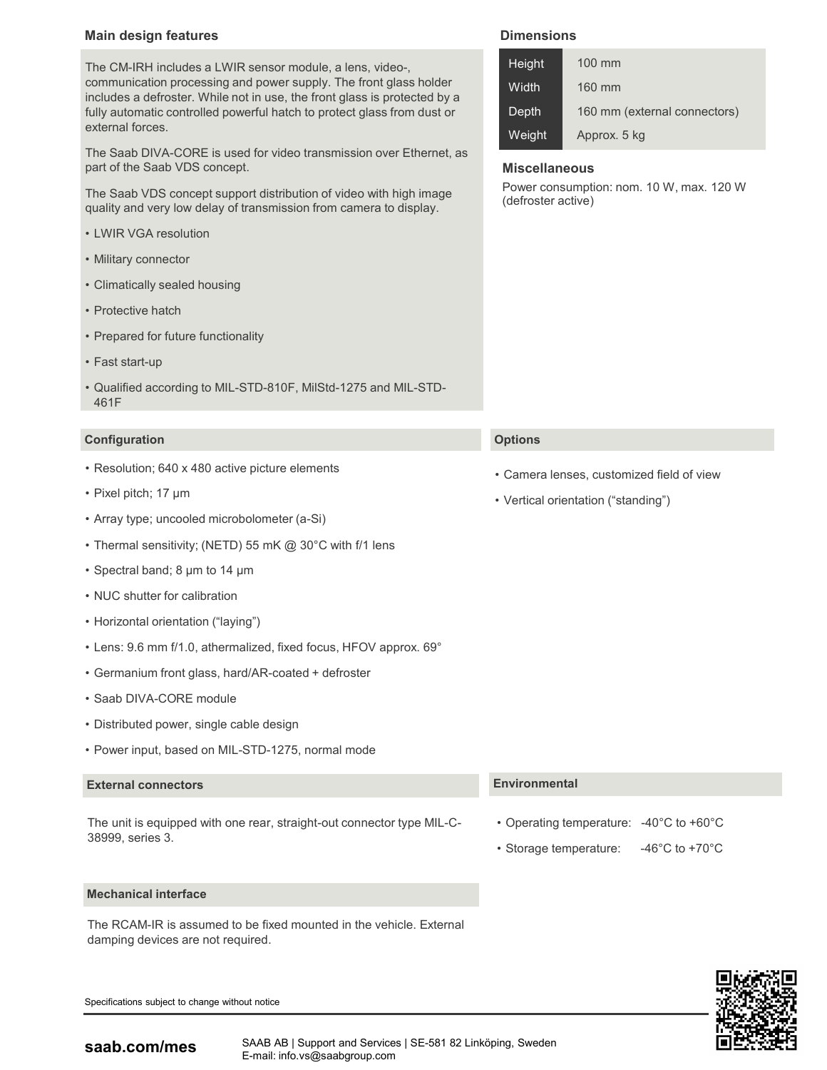## Main design features

The CM-IRH includes a LWIR sensor module, a lens, video-, communication processing and power supply. The front glass holder includes a defroster. While not in use, the front glass is protected by a fully automatic controlled powerful hatch to protect glass from dust or external forces.

The Saab DIVA-CORE is used for video transmission over Ethernet, as part of the Saab VDS concept.

The Saab VDS concept support distribution of video with high image quality and very low delay of transmission from camera to display.

- LWIR VGA resolution
- Military connector
- Climatically sealed housing
- Protective hatch
- Prepared for future functionality
- Fast start-up
- Qualified according to MIL-STD-810F, MilStd-1275 and MIL-STD-461F

## Dimensions

| | |
|---|---|
| Height | 100 mm |
| Width | 160 mm |
| Depth | 160 mm (external connectors) |
| Weight | Approx. 5 kg |

### Miscellaneous

Power consumption: nom. 10 W, max. 120 W (defroster active)

## Configuration

- Resolution; 640 x 480 active picture elements
- Pixel pitch; 17 µm
- Array type; uncooled microbolometer (a-Si)
- Thermal sensitivity; (NETD) 55 mK @ 30°C with f/1 lens
- Spectral band; 8 µm to 14 µm
- NUC shutter for calibration
- Horizontal orientation ("laying")
- Lens: 9.6 mm f/1.0, athermalized, fixed focus, HFOV approx. 69°
- Germanium front glass, hard/AR-coated + defroster
- Saab DIVA-CORE module
- Distributed power, single cable design
- Power input, based on MIL-STD-1275, normal mode

## Options

- Camera lenses, customized field of view
- Vertical orientation ("standing")

## External connectors

The unit is equipped with one rear, straight-out connector type MIL-C-38999, series 3.

## Environmental

- Operating temperature: -40°C to +60°C
- Storage temperature: -46°C to +70°C

## Mechanical interface

The RCAM-IR is assumed to be fixed mounted in the vehicle. External damping devices are not required.

Specifications subject to change without notice

**saab.com/mes**

SAAB AB | Support and Services | SE-581 82 Linköping, Sweden
E-mail: info.vs@saabgroup.com